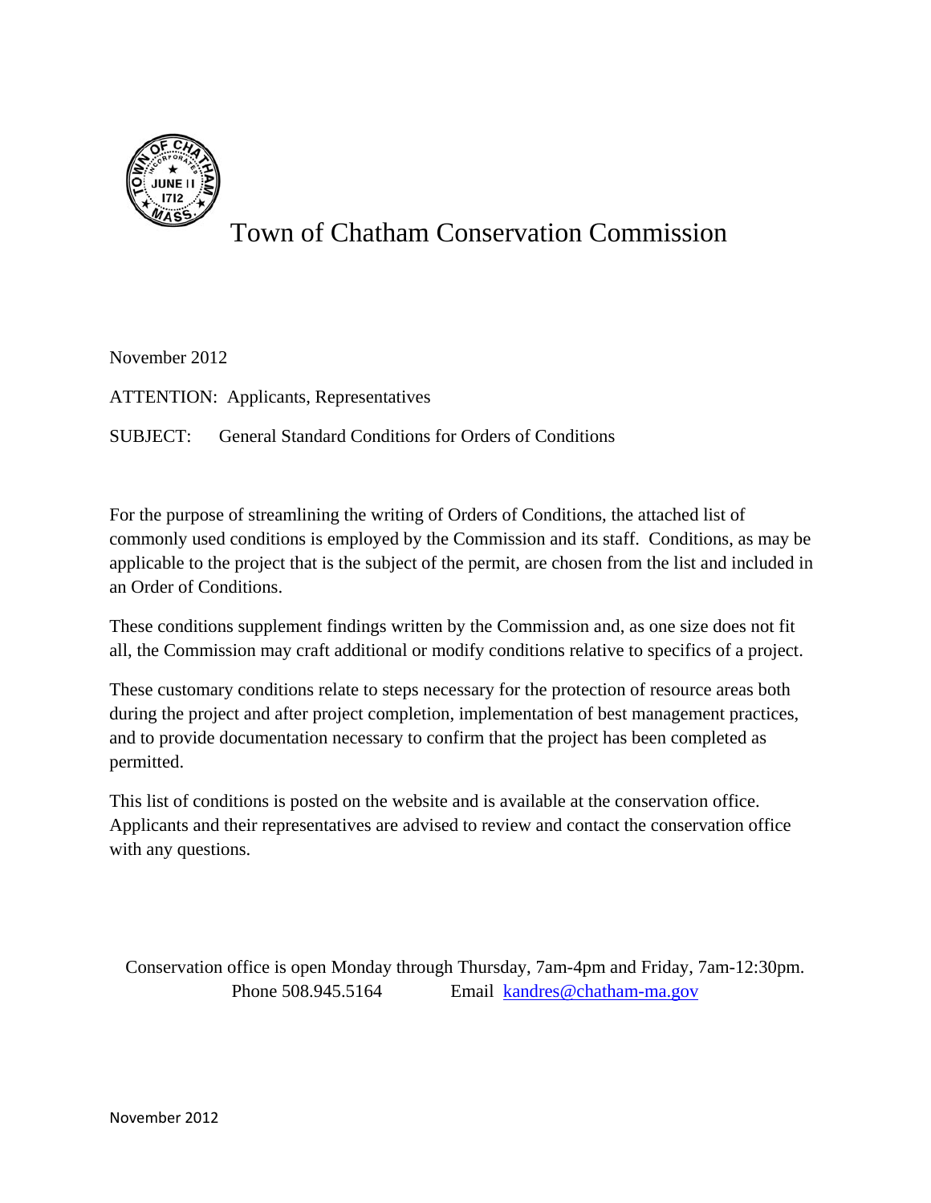# Town of Chatham Conservation Commission

November 2012

ATTENTION: Applicants, Representatives

SUBJECT: General Standard Conditions for Orders of Conditions

For the purpose of streamlining the writing of Orders of Conditions, the attached list of commonly used conditions is employed by the Commission and its staff. Conditions, as may be applicable to the project that is the subject of the permit, are chosen from the list and included in an Order of Conditions.

These conditions supplement findings written by the Commission and, as one size does not fit all, the Commission may craft additional or modify conditions relative to specifics of a project.

These customary conditions relate to steps necessary for the protection of resource areas both during the project and after project completion, implementation of best management practices, and to provide documentation necessary to confirm that the project has been completed as permitted.

This list of conditions is posted on the website and is available at the conservation office. Applicants and their representatives are advised to review and contact the conservation office with any questions.

Conservation office is open Monday through Thursday, 7am-4pm and Friday, 7am-12:30pm.
Phone 508.945.5164 Email kandres@chatham-ma.gov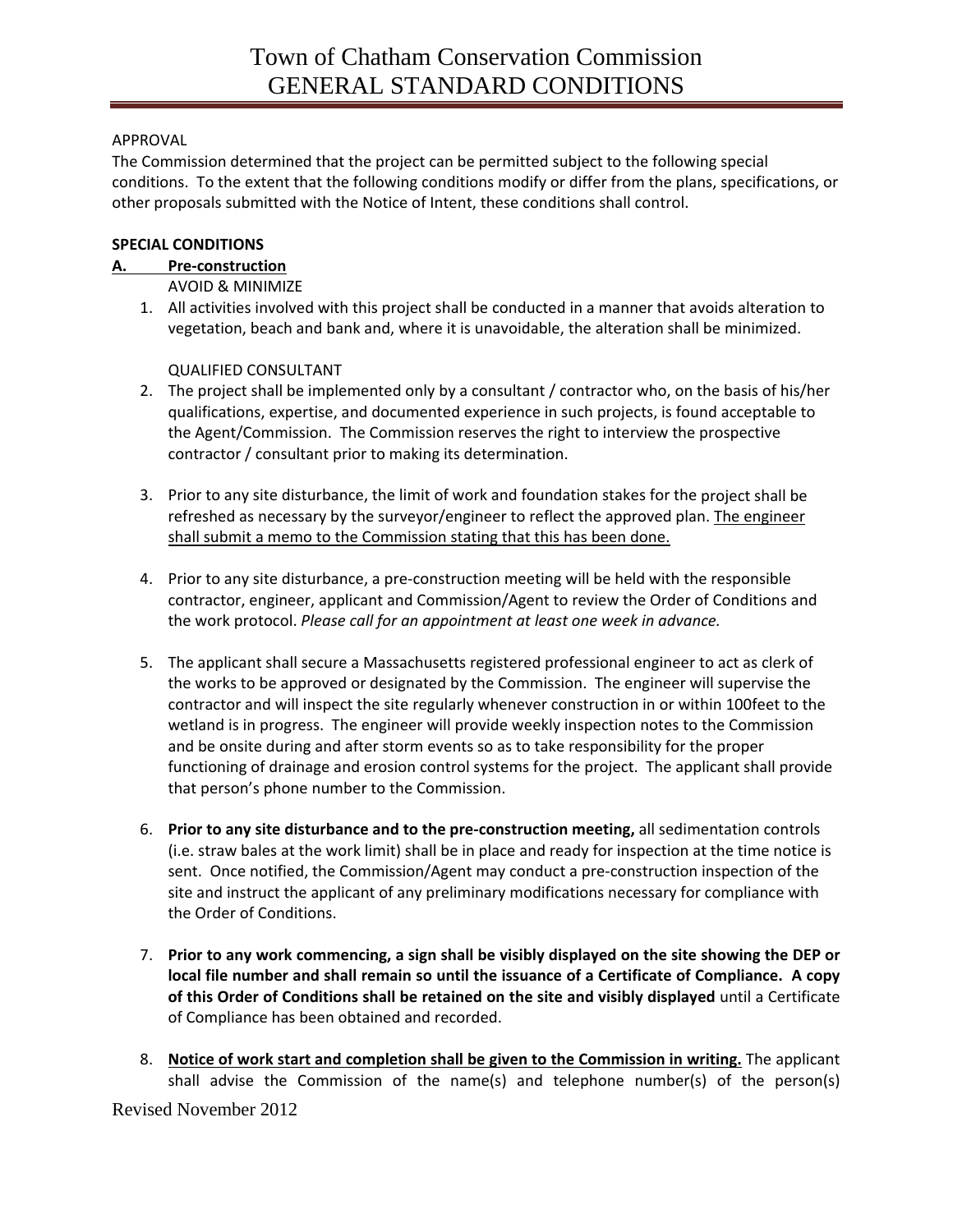# Town of Chatham Conservation Commission
# GENERAL STANDARD CONDITIONS

APPROVAL

The Commission determined that the project can be permitted subject to the following special conditions. To the extent that the following conditions modify or differ from the plans, specifications, or other proposals submitted with the Notice of Intent, these conditions shall control.

**SPECIAL CONDITIONS**

**A. Pre-construction**

AVOID & MINIMIZE

1. All activities involved with this project shall be conducted in a manner that avoids alteration to vegetation, beach and bank and, where it is unavoidable, the alteration shall be minimized.

   QUALIFIED CONSULTANT

2. The project shall be implemented only by a consultant / contractor who, on the basis of his/her qualifications, expertise, and documented experience in such projects, is found acceptable to the Agent/Commission. The Commission reserves the right to interview the prospective contractor / consultant prior to making its determination.

3. Prior to any site disturbance, the limit of work and foundation stakes for the project shall be refreshed as necessary by the surveyor/engineer to reflect the approved plan. <u>The engineer shall submit a memo to the Commission stating that this has been done.</u>

4. Prior to any site disturbance, a pre-construction meeting will be held with the responsible contractor, engineer, applicant and Commission/Agent to review the Order of Conditions and the work protocol. *Please call for an appointment at least one week in advance.*

5. The applicant shall secure a Massachusetts registered professional engineer to act as clerk of the works to be approved or designated by the Commission. The engineer will supervise the contractor and will inspect the site regularly whenever construction in or within 100feet to the wetland is in progress. The engineer will provide weekly inspection notes to the Commission and be onsite during and after storm events so as to take responsibility for the proper functioning of drainage and erosion control systems for the project. The applicant shall provide that person's phone number to the Commission.

6. **Prior to any site disturbance and to the pre-construction meeting,** all sedimentation controls (i.e. straw bales at the work limit) shall be in place and ready for inspection at the time notice is sent. Once notified, the Commission/Agent may conduct a pre-construction inspection of the site and instruct the applicant of any preliminary modifications necessary for compliance with the Order of Conditions.

7. **Prior to any work commencing, a sign shall be visibly displayed on the site showing the DEP or local file number and shall remain so until the issuance of a Certificate of Compliance. A copy of this Order of Conditions shall be retained on the site and visibly displayed** until a Certificate of Compliance has been obtained and recorded.

8. **<u>Notice of work start and completion shall be given to the Commission in writing.</u>** The applicant shall advise the Commission of the name(s) and telephone number(s) of the person(s)

Revised November 2012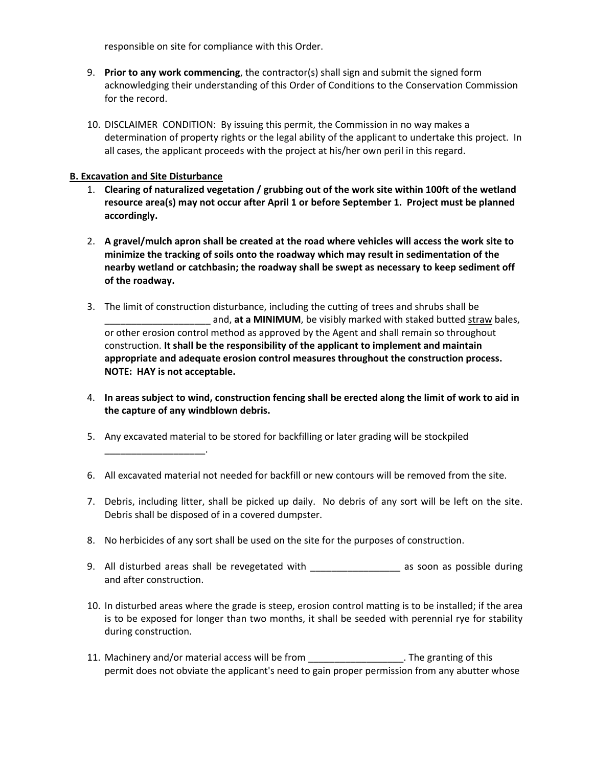responsible on site for compliance with this Order.

9. **Prior to any work commencing**, the contractor(s) shall sign and submit the signed form acknowledging their understanding of this Order of Conditions to the Conservation Commission for the record.

10. DISCLAIMER CONDITION: By issuing this permit, the Commission in no way makes a determination of property rights or the legal ability of the applicant to undertake this project. In all cases, the applicant proceeds with the project at his/her own peril in this regard.

**B. Excavation and Site Disturbance**

1. **Clearing of naturalized vegetation / grubbing out of the work site within 100ft of the wetland resource area(s) may not occur after April 1 or before September 1. Project must be planned accordingly.**

2. **A gravel/mulch apron shall be created at the road where vehicles will access the work site to minimize the tracking of soils onto the roadway which may result in sedimentation of the nearby wetland or catchbasin; the roadway shall be swept as necessary to keep sediment off of the roadway.**

3. The limit of construction disturbance, including the cutting of trees and shrubs shall be ____________________ and, **at a MINIMUM**, be visibly marked with staked butted straw bales, or other erosion control method as approved by the Agent and shall remain so throughout construction. **It shall be the responsibility of the applicant to implement and maintain appropriate and adequate erosion control measures throughout the construction process. NOTE: HAY is not acceptable.**

4. **In areas subject to wind, construction fencing shall be erected along the limit of work to aid in the capture of any windblown debris.**

5. Any excavated material to be stored for backfilling or later grading will be stockpiled ___________________.

6. All excavated material not needed for backfill or new contours will be removed from the site.

7. Debris, including litter, shall be picked up daily. No debris of any sort will be left on the site. Debris shall be disposed of in a covered dumpster.

8. No herbicides of any sort shall be used on the site for the purposes of construction.

9. All disturbed areas shall be revegetated with _________________ as soon as possible during and after construction.

10. In disturbed areas where the grade is steep, erosion control matting is to be installed; if the area is to be exposed for longer than two months, it shall be seeded with perennial rye for stability during construction.

11. Machinery and/or material access will be from __________________. The granting of this permit does not obviate the applicant's need to gain proper permission from any abutter whose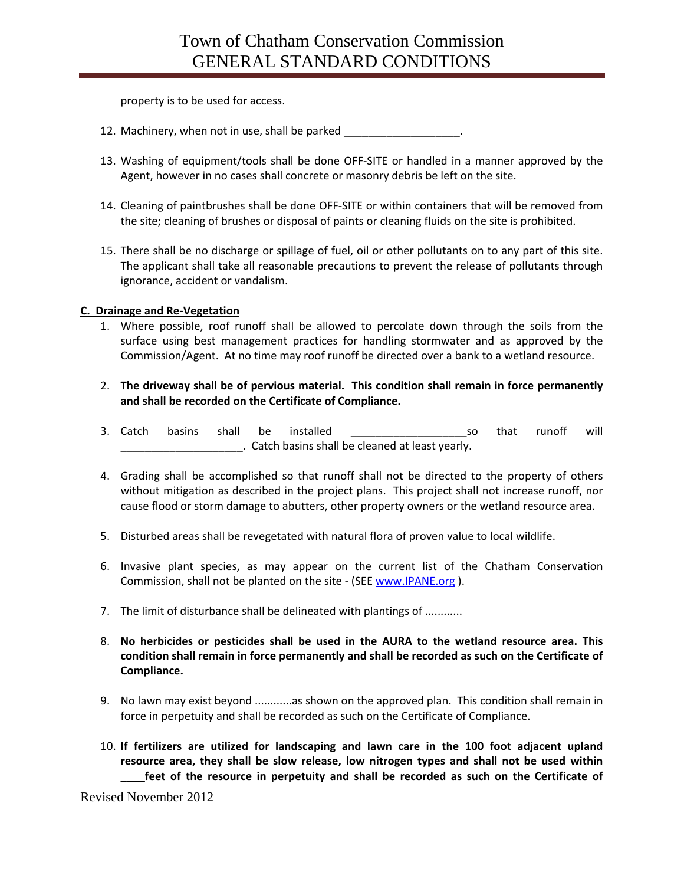property is to be used for access.

12. Machinery, when not in use, shall be parked ___________________.

13. Washing of equipment/tools shall be done OFF-SITE or handled in a manner approved by the Agent, however in no cases shall concrete or masonry debris be left on the site.

14. Cleaning of paintbrushes shall be done OFF-SITE or within containers that will be removed from the site; cleaning of brushes or disposal of paints or cleaning fluids on the site is prohibited.

15. There shall be no discharge or spillage of fuel, oil or other pollutants on to any part of this site. The applicant shall take all reasonable precautions to prevent the release of pollutants through ignorance, accident or vandalism.

**C. Drainage and Re-Vegetation**

1. Where possible, roof runoff shall be allowed to percolate down through the soils from the surface using best management practices for handling stormwater and as approved by the Commission/Agent. At no time may roof runoff be directed over a bank to a wetland resource.

2. **The driveway shall be of pervious material. This condition shall remain in force permanently and shall be recorded on the Certificate of Compliance.**

3. Catch basins shall be installed ___________________so that runoff will ____________________. Catch basins shall be cleaned at least yearly.

4. Grading shall be accomplished so that runoff shall not be directed to the property of others without mitigation as described in the project plans. This project shall not increase runoff, nor cause flood or storm damage to abutters, other property owners or the wetland resource area.

5. Disturbed areas shall be revegetated with natural flora of proven value to local wildlife.

6. Invasive plant species, as may appear on the current list of the Chatham Conservation Commission, shall not be planted on the site - (SEE www.IPANE.org ).

7. The limit of disturbance shall be delineated with plantings of ............

8. **No herbicides or pesticides shall be used in the AURA to the wetland resource area. This condition shall remain in force permanently and shall be recorded as such on the Certificate of Compliance.**

9. No lawn may exist beyond ............as shown on the approved plan. This condition shall remain in force in perpetuity and shall be recorded as such on the Certificate of Compliance.

10. **If fertilizers are utilized for landscaping and lawn care in the 100 foot adjacent upland resource area, they shall be slow release, low nitrogen types and shall not be used within ____feet of the resource in perpetuity and shall be recorded as such on the Certificate of**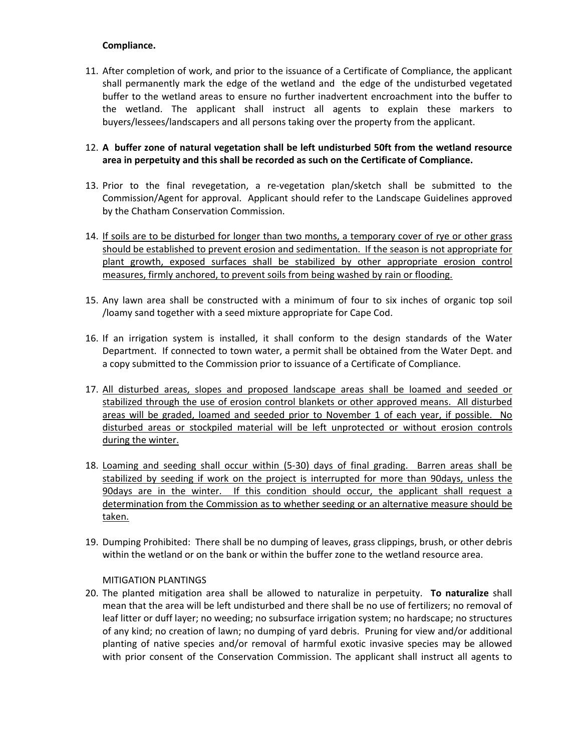**Compliance.**

11. After completion of work, and prior to the issuance of a Certificate of Compliance, the applicant shall permanently mark the edge of the wetland and the edge of the undisturbed vegetated buffer to the wetland areas to ensure no further inadvertent encroachment into the buffer to the wetland. The applicant shall instruct all agents to explain these markers to buyers/lessees/landscapers and all persons taking over the property from the applicant.

12. **A buffer zone of natural vegetation shall be left undisturbed 50ft from the wetland resource area in perpetuity and this shall be recorded as such on the Certificate of Compliance.**

13. Prior to the final revegetation, a re-vegetation plan/sketch shall be submitted to the Commission/Agent for approval. Applicant should refer to the Landscape Guidelines approved by the Chatham Conservation Commission.

14. <u>If soils are to be disturbed for longer than two months, a temporary cover of rye or other grass should be established to prevent erosion and sedimentation. If the season is not appropriate for plant growth, exposed surfaces shall be stabilized by other appropriate erosion control measures, firmly anchored, to prevent soils from being washed by rain or flooding.</u>

15. Any lawn area shall be constructed with a minimum of four to six inches of organic top soil /loamy sand together with a seed mixture appropriate for Cape Cod.

16. If an irrigation system is installed, it shall conform to the design standards of the Water Department. If connected to town water, a permit shall be obtained from the Water Dept. and a copy submitted to the Commission prior to issuance of a Certificate of Compliance.

17. <u>All disturbed areas, slopes and proposed landscape areas shall be loamed and seeded or stabilized through the use of erosion control blankets or other approved means. All disturbed areas will be graded, loamed and seeded prior to November 1 of each year, if possible. No disturbed areas or stockpiled material will be left unprotected or without erosion controls during the winter.</u>

18. <u>Loaming and seeding shall occur within (5-30) days of final grading. Barren areas shall be stabilized by seeding if work on the project is interrupted for more than 90days, unless the 90days are in the winter. If this condition should occur, the applicant shall request a determination from the Commission as to whether seeding or an alternative measure should be taken.</u>

19. Dumping Prohibited: There shall be no dumping of leaves, grass clippings, brush, or other debris within the wetland or on the bank or within the buffer zone to the wetland resource area.

MITIGATION PLANTINGS

20. The planted mitigation area shall be allowed to naturalize in perpetuity. **To naturalize** shall mean that the area will be left undisturbed and there shall be no use of fertilizers; no removal of leaf litter or duff layer; no weeding; no subsurface irrigation system; no hardscape; no structures of any kind; no creation of lawn; no dumping of yard debris. Pruning for view and/or additional planting of native species and/or removal of harmful exotic invasive species may be allowed with prior consent of the Conservation Commission. The applicant shall instruct all agents to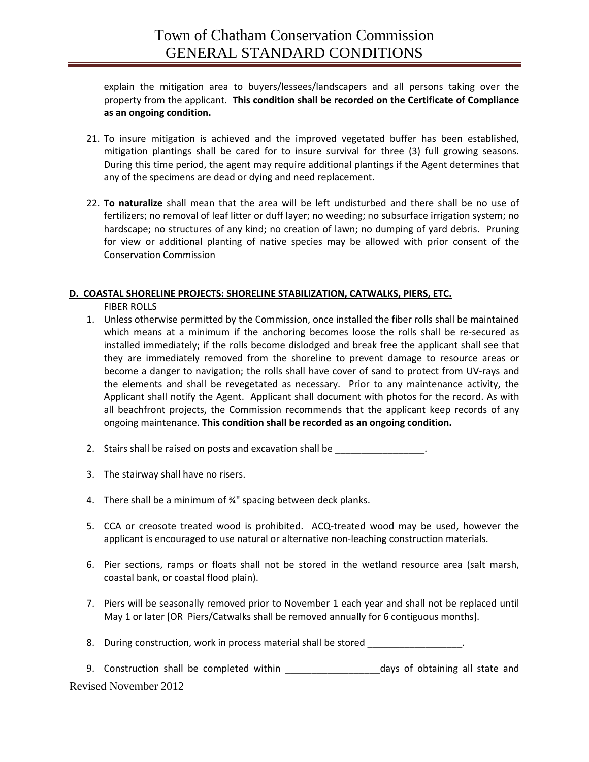explain the mitigation area to buyers/lessees/landscapers and all persons taking over the property from the applicant. **This condition shall be recorded on the Certificate of Compliance as an ongoing condition.**

21. To insure mitigation is achieved and the improved vegetated buffer has been established, mitigation plantings shall be cared for to insure survival for three (3) full growing seasons. During this time period, the agent may require additional plantings if the Agent determines that any of the specimens are dead or dying and need replacement.

22. **To naturalize** shall mean that the area will be left undisturbed and there shall be no use of fertilizers; no removal of leaf litter or duff layer; no weeding; no subsurface irrigation system; no hardscape; no structures of any kind; no creation of lawn; no dumping of yard debris. Pruning for view or additional planting of native species may be allowed with prior consent of the Conservation Commission

## D. COASTAL SHORELINE PROJECTS: SHORELINE STABILIZATION, CATWALKS, PIERS, ETC.

FIBER ROLLS

1. Unless otherwise permitted by the Commission, once installed the fiber rolls shall be maintained which means at a minimum if the anchoring becomes loose the rolls shall be re-secured as installed immediately; if the rolls become dislodged and break free the applicant shall see that they are immediately removed from the shoreline to prevent damage to resource areas or become a danger to navigation; the rolls shall have cover of sand to protect from UV-rays and the elements and shall be revegetated as necessary. Prior to any maintenance activity, the Applicant shall notify the Agent. Applicant shall document with photos for the record. As with all beachfront projects, the Commission recommends that the applicant keep records of any ongoing maintenance. **This condition shall be recorded as an ongoing condition.**

2. Stairs shall be raised on posts and excavation shall be _________________.

3. The stairway shall have no risers.

4. There shall be a minimum of ¾" spacing between deck planks.

5. CCA or creosote treated wood is prohibited. ACQ-treated wood may be used, however the applicant is encouraged to use natural or alternative non-leaching construction materials.

6. Pier sections, ramps or floats shall not be stored in the wetland resource area (salt marsh, coastal bank, or coastal flood plain).

7. Piers will be seasonally removed prior to November 1 each year and shall not be replaced until May 1 or later [OR Piers/Catwalks shall be removed annually for 6 contiguous months].

8. During construction, work in process material shall be stored __________________.

9. Construction shall be completed within __________________days of obtaining all state and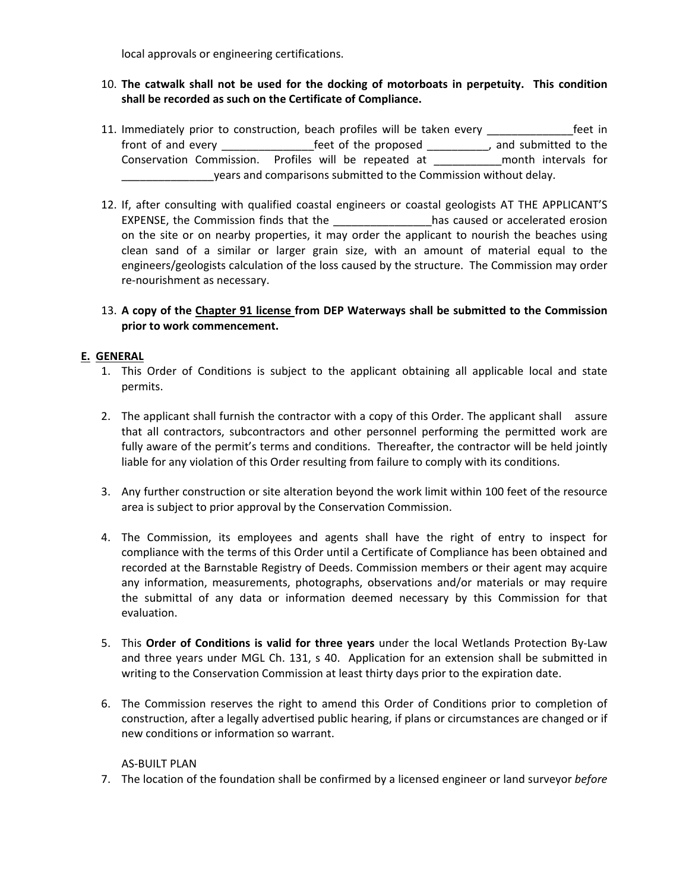local approvals or engineering certifications.

10. **The catwalk shall not be used for the docking of motorboats in perpetuity. This condition shall be recorded as such on the Certificate of Compliance.**

11. Immediately prior to construction, beach profiles will be taken every ______________feet in front of and every _______________feet of the proposed __________, and submitted to the Conservation Commission. Profiles will be repeated at ___________month intervals for _______________years and comparisons submitted to the Commission without delay.

12. If, after consulting with qualified coastal engineers or coastal geologists AT THE APPLICANT'S EXPENSE, the Commission finds that the ________________has caused or accelerated erosion on the site or on nearby properties, it may order the applicant to nourish the beaches using clean sand of a similar or larger grain size, with an amount of material equal to the engineers/geologists calculation of the loss caused by the structure. The Commission may order re-nourishment as necessary.

13. **A copy of the <u>Chapter 91 license</u> from DEP Waterways shall be submitted to the Commission prior to work commencement.**

**E. <u>GENERAL</u>**

1. This Order of Conditions is subject to the applicant obtaining all applicable local and state permits.

2. The applicant shall furnish the contractor with a copy of this Order. The applicant shall assure that all contractors, subcontractors and other personnel performing the permitted work are fully aware of the permit's terms and conditions. Thereafter, the contractor will be held jointly liable for any violation of this Order resulting from failure to comply with its conditions.

3. Any further construction or site alteration beyond the work limit within 100 feet of the resource area is subject to prior approval by the Conservation Commission.

4. The Commission, its employees and agents shall have the right of entry to inspect for compliance with the terms of this Order until a Certificate of Compliance has been obtained and recorded at the Barnstable Registry of Deeds. Commission members or their agent may acquire any information, measurements, photographs, observations and/or materials or may require the submittal of any data or information deemed necessary by this Commission for that evaluation.

5. This **Order of Conditions is valid for three years** under the local Wetlands Protection By-Law and three years under MGL Ch. 131, s 40. Application for an extension shall be submitted in writing to the Conservation Commission at least thirty days prior to the expiration date.

6. The Commission reserves the right to amend this Order of Conditions prior to completion of construction, after a legally advertised public hearing, if plans or circumstances are changed or if new conditions or information so warrant.

AS-BUILT PLAN

7. The location of the foundation shall be confirmed by a licensed engineer or land surveyor *before*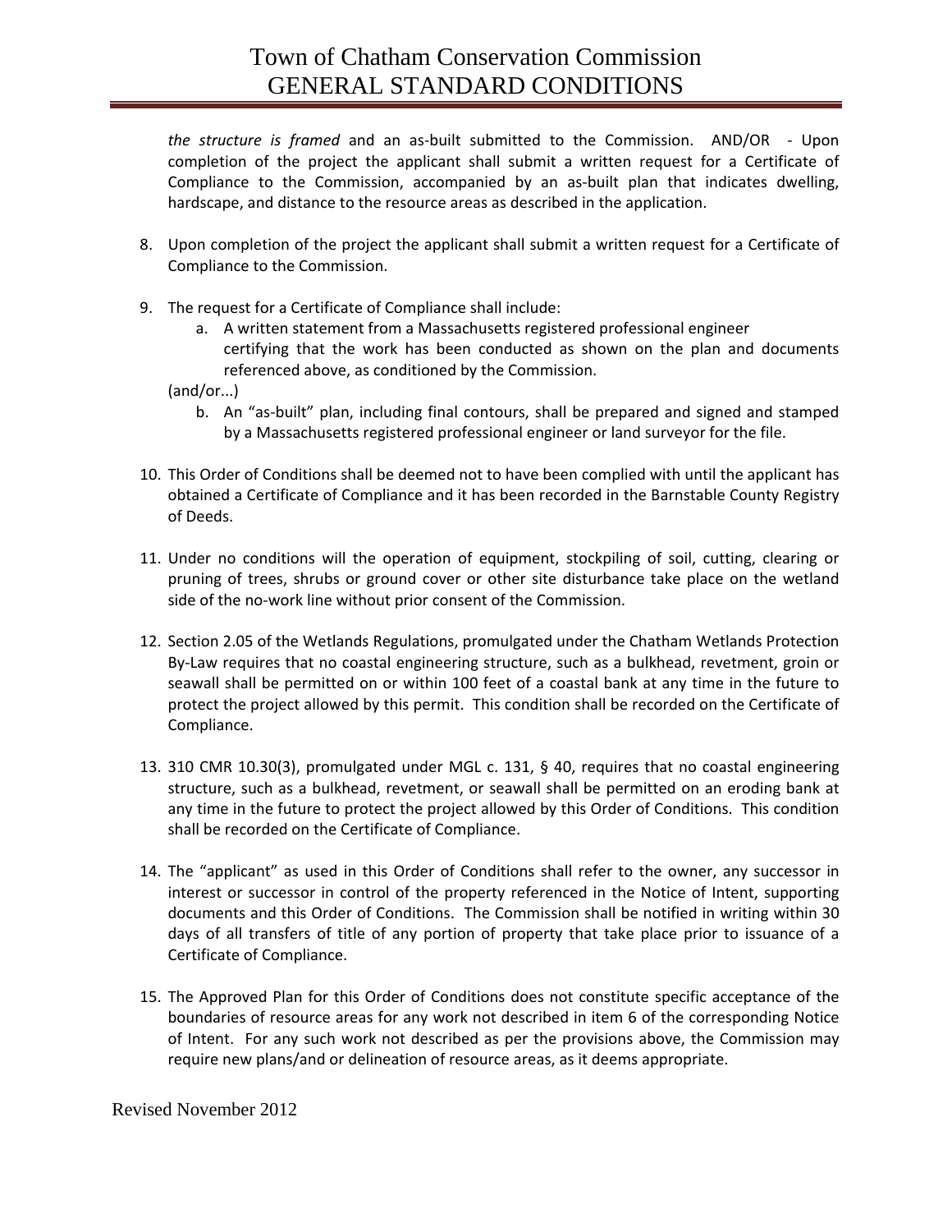*the structure is framed* and an as-built submitted to the Commission. AND/OR - Upon completion of the project the applicant shall submit a written request for a Certificate of Compliance to the Commission, accompanied by an as-built plan that indicates dwelling, hardscape, and distance to the resource areas as described in the application.

8. Upon completion of the project the applicant shall submit a written request for a Certificate of Compliance to the Commission.

9. The request for a Certificate of Compliance shall include:
   a. A written statement from a Massachusetts registered professional engineer certifying that the work has been conducted as shown on the plan and documents referenced above, as conditioned by the Commission.

   (and/or...)

   b. An "as-built" plan, including final contours, shall be prepared and signed and stamped by a Massachusetts registered professional engineer or land surveyor for the file.

10. This Order of Conditions shall be deemed not to have been complied with until the applicant has obtained a Certificate of Compliance and it has been recorded in the Barnstable County Registry of Deeds.

11. Under no conditions will the operation of equipment, stockpiling of soil, cutting, clearing or pruning of trees, shrubs or ground cover or other site disturbance take place on the wetland side of the no-work line without prior consent of the Commission.

12. Section 2.05 of the Wetlands Regulations, promulgated under the Chatham Wetlands Protection By-Law requires that no coastal engineering structure, such as a bulkhead, revetment, groin or seawall shall be permitted on or within 100 feet of a coastal bank at any time in the future to protect the project allowed by this permit. This condition shall be recorded on the Certificate of Compliance.

13. 310 CMR 10.30(3), promulgated under MGL c. 131, § 40, requires that no coastal engineering structure, such as a bulkhead, revetment, or seawall shall be permitted on an eroding bank at any time in the future to protect the project allowed by this Order of Conditions. This condition shall be recorded on the Certificate of Compliance.

14. The "applicant" as used in this Order of Conditions shall refer to the owner, any successor in interest or successor in control of the property referenced in the Notice of Intent, supporting documents and this Order of Conditions. The Commission shall be notified in writing within 30 days of all transfers of title of any portion of property that take place prior to issuance of a Certificate of Compliance.

15. The Approved Plan for this Order of Conditions does not constitute specific acceptance of the boundaries of resource areas for any work not described in item 6 of the corresponding Notice of Intent. For any such work not described as per the provisions above, the Commission may require new plans/and or delineation of resource areas, as it deems appropriate.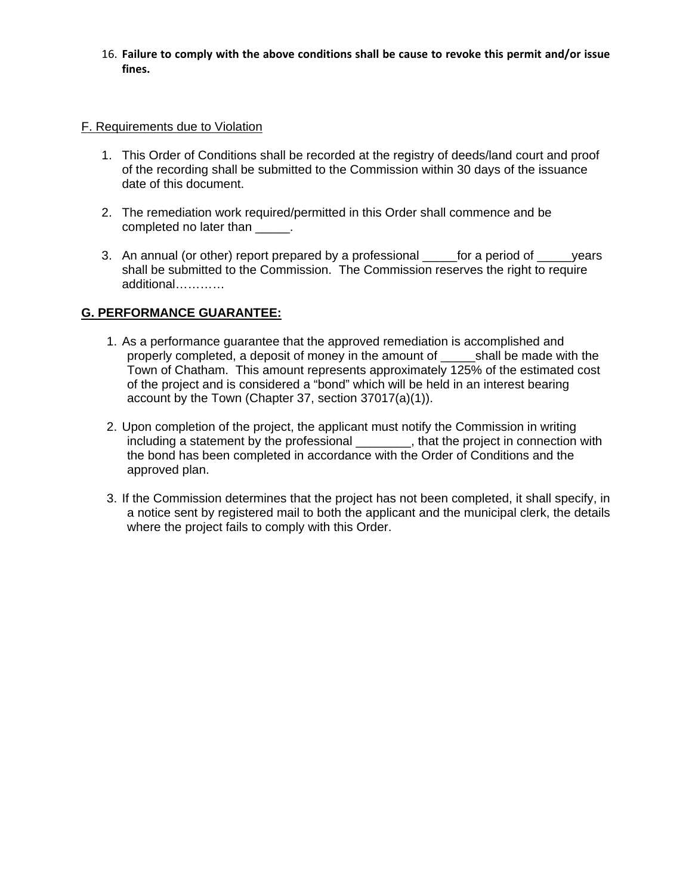16. **Failure to comply with the above conditions shall be cause to revoke this permit and/or issue fines.**

F. Requirements due to Violation

1. This Order of Conditions shall be recorded at the registry of deeds/land court and proof of the recording shall be submitted to the Commission within 30 days of the issuance date of this document.

2. The remediation work required/permitted in this Order shall commence and be completed no later than _____.

3. An annual (or other) report prepared by a professional _____for a period of _____years shall be submitted to the Commission. The Commission reserves the right to require additional…………

**G. PERFORMANCE GUARANTEE:**

1. As a performance guarantee that the approved remediation is accomplished and properly completed, a deposit of money in the amount of _____shall be made with the Town of Chatham. This amount represents approximately 125% of the estimated cost of the project and is considered a "bond" which will be held in an interest bearing account by the Town (Chapter 37, section 37017(a)(1)).

2. Upon completion of the project, the applicant must notify the Commission in writing including a statement by the professional ________, that the project in connection with the bond has been completed in accordance with the Order of Conditions and the approved plan.

3. If the Commission determines that the project has not been completed, it shall specify, in a notice sent by registered mail to both the applicant and the municipal clerk, the details where the project fails to comply with this Order.